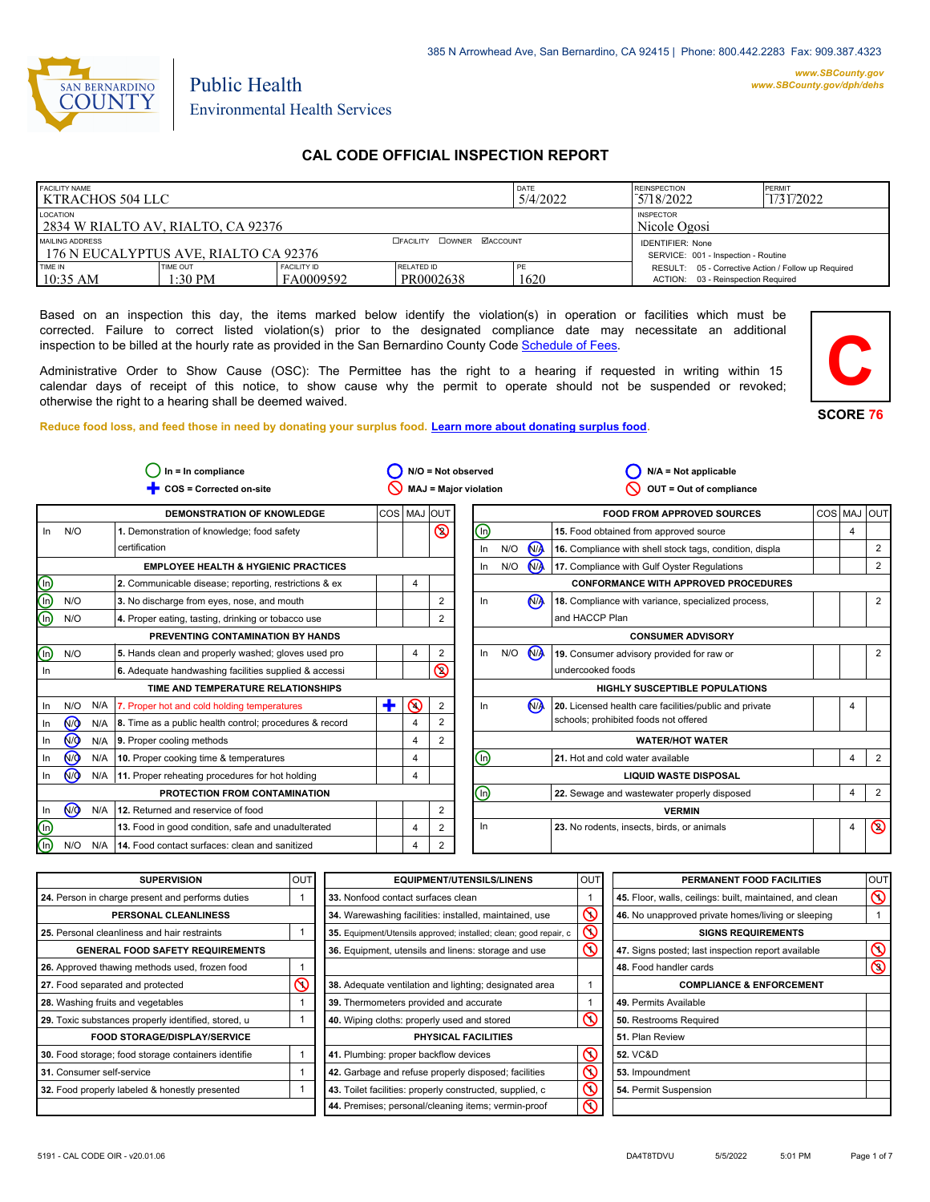385 N Arrowhead Ave, San Bernardino, CA 92415 | Phone: 800.442.2283 Fax: 909.387.4323

www.SBCounty.gov
www.SBCounty.gov/dph/dehs

SAN BERNARDINO COUNTY

Public Health
Environmental Health Services

# CAL CODE OFFICIAL INSPECTION REPORT

| FACILITY NAME | | | | DATE | REINSPECTION | PERMIT |
|---|---|---|---|---|---|---|
| KTRACHOS 504 LLC | | | | 5/4/2022 | 5/18/2022 | 1/31/2022 |
| LOCATION | | | | | INSPECTOR | |
| 2834 W RIALTO AV, RIALTO, CA 92376 | | | | | Nicole Ogosi | |
| MAILING ADDRESS | | | ☐FACILITY ☐OWNER ☑ACCOUNT | | IDENTIFIER: None | |
| 176 N EUCALYPTUS AVE, RIALTO CA 92376 | | | | | SERVICE: 001 - Inspection - Routine | |
| TIME IN | TIME OUT | FACILITY ID | RELATED ID | PE | RESULT: 05 - Corrective Action / Follow up Required | |
| 10:35 AM | 1:30 PM | FA0009592 | PR0002638 | 1620 | ACTION: 03 - Reinspection Required | |

Based on an inspection this day, the items marked below identify the violation(s) in operation or facilities which must be corrected. Failure to correct listed violation(s) prior to the designated compliance date may necessitate an additional inspection to be billed at the hourly rate as provided in the San Bernardino County Code Schedule of Fees.

Administrative Order to Show Cause (OSC): The Permittee has the right to a hearing if requested in writing within 15 calendar days of receipt of this notice, to show cause why the permit to operate should not be suspended or revoked; otherwise the right to a hearing shall be deemed waived.

**C**

**SCORE 76**

**Reduce food loss, and feed those in need by donating your surplus food. Learn more about donating surplus food.**

In = In compliance; N/O = Not observed; N/A = Not applicable; COS = Corrected on-site; MAJ = Major violation; OUT = Out of compliance

| | | | DEMONSTRATION OF KNOWLEDGE | COS | MAJ | OUT |
|---|---|---|---|---|---|---|
| In | N/O | | 1. Demonstration of knowledge; food safety certification | | | ⊘ 2 |
| | | | **EMPLOYEE HEALTH & HYGIENIC PRACTICES** | | | |
| ⓘIn | | | 2. Communicable disease; reporting, restrictions & ex | | 4 | |
| ⓘIn | N/O | | 3. No discharge from eyes, nose, and mouth | | | 2 |
| ⓘIn | N/O | | 4. Proper eating, tasting, drinking or tobacco use | | | 2 |
| | | | **PREVENTING CONTAMINATION BY HANDS** | | | |
| ⓘIn | N/O | | 5. Hands clean and properly washed; gloves used pro | | 4 | 2 |
| In | | | 6. Adequate handwashing facilities supplied & accessi | | | ⊘ 2 |
| | | | **TIME AND TEMPERATURE RELATIONSHIPS** | | | |
| In | N/O | N/A | 7. Proper hot and cold holding temperatures | ✚ | ⊘ 4 | 2 |
| In | ⓘN/O | N/A | 8. Time as a public health control; procedures & record | | 4 | 2 |
| In | ⓘN/O | N/A | 9. Proper cooling methods | | 4 | 2 |
| In | ⓘN/O | N/A | 10. Proper cooking time & temperatures | | 4 | |
| In | ⓘN/O | N/A | 11. Proper reheating procedures for hot holding | | 4 | |
| | | | **PROTECTION FROM CONTAMINATION** | | | |
| In | ⓘN/O | N/A | 12. Returned and reservice of food | | | 2 |
| ⓘIn | | | 13. Food in good condition, safe and unadulterated | | 4 | 2 |
| ⓘIn | N/O | N/A | 14. Food contact surfaces: clean and sanitized | | 4 | 2 |

| | | | FOOD FROM APPROVED SOURCES | COS | MAJ | OUT |
|---|---|---|---|---|---|---|
| ⓘIn | | | 15. Food obtained from approved source | | 4 | |
| In | N/O | ⓘN/A | 16. Compliance with shell stock tags, condition, displa | | | 2 |
| In | N/O | ⓘN/A | 17. Compliance with Gulf Oyster Regulations | | | 2 |
| | | | **CONFORMANCE WITH APPROVED PROCEDURES** | | | |
| In | | ⓘN/A | 18. Compliance with variance, specialized process, and HACCP Plan | | | 2 |
| | | | **CONSUMER ADVISORY** | | | |
| In | N/O | ⓘN/A | 19. Consumer advisory provided for raw or undercooked foods | | | 2 |
| | | | **HIGHLY SUSCEPTIBLE POPULATIONS** | | | |
| In | | ⓘN/A | 20. Licensed health care facilities/public and private schools; prohibited foods not offered | | 4 | |
| | | | **WATER/HOT WATER** | | | |
| ⓘIn | | | 21. Hot and cold water available | | 4 | 2 |
| | | | **LIQUID WASTE DISPOSAL** | | | |
| ⓘIn | | | 22. Sewage and wastewater properly disposed | | 4 | 2 |
| | | | **VERMIN** | | | |
| In | | | 23. No rodents, insects, birds, or animals | | 4 | ⊘ 2 |

| SUPERVISION | OUT |
|---|---|
| 24. Person in charge present and performs duties | 1 |
| **PERSONAL CLEANLINESS** | |
| 25. Personal cleanliness and hair restraints | 1 |
| **GENERAL FOOD SAFETY REQUIREMENTS** | |
| 26. Approved thawing methods used, frozen food | 1 |
| 27. Food separated and protected | ⊘ 1 |
| 28. Washing fruits and vegetables | 1 |
| 29. Toxic substances properly identified, stored, u | 1 |
| **FOOD STORAGE/DISPLAY/SERVICE** | |
| 30. Food storage; food storage containers identifie | 1 |
| 31. Consumer self-service | 1 |
| 32. Food properly labeled & honestly presented | 1 |

| EQUIPMENT/UTENSILS/LINENS | OUT |
|---|---|
| 33. Nonfood contact surfaces clean | 1 |
| 34. Warewashing facilities: installed, maintained, use | ⊘ 1 |
| 35. Equipment/Utensils approved; installed; clean; good repair, c | ⊘ 1 |
| 36. Equipment, utensils and linens: storage and use | ⊘ 1 |
| | |
| 38. Adequate ventilation and lighting; designated area | 1 |
| 39. Thermometers provided and accurate | 1 |
| 40. Wiping cloths: properly used and stored | ⊘ 1 |
| **PHYSICAL FACILITIES** | |
| 41. Plumbing: proper backflow devices | ⊘ 1 |
| 42. Garbage and refuse properly disposed; facilities | ⊘ 1 |
| 43. Toilet facilities: properly constructed, supplied, c | ⊘ 1 |
| 44. Premises; personal/cleaning items; vermin-proof | ⊘ 1 |

| PERMANENT FOOD FACILITIES | OUT |
|---|---|
| 45. Floor, walls, ceilings: built, maintained, and clean | ⊘ 1 |
| 46. No unapproved private homes/living or sleeping | 1 |
| **SIGNS REQUIREMENTS** | |
| 47. Signs posted; last inspection report available | ⊘ 1 |
| 48. Food handler cards | ⊘ 3 |
| **COMPLIANCE & ENFORCEMENT** | |
| 49. Permits Available | |
| 50. Restrooms Required | |
| 51. Plan Review | |
| 52. VC&D | |
| 53. Impoundment | |
| 54. Permit Suspension | |

5191 - CAL CODE OIR - v20.01.06 DA4T8TDVU 5/5/2022 5:01 PM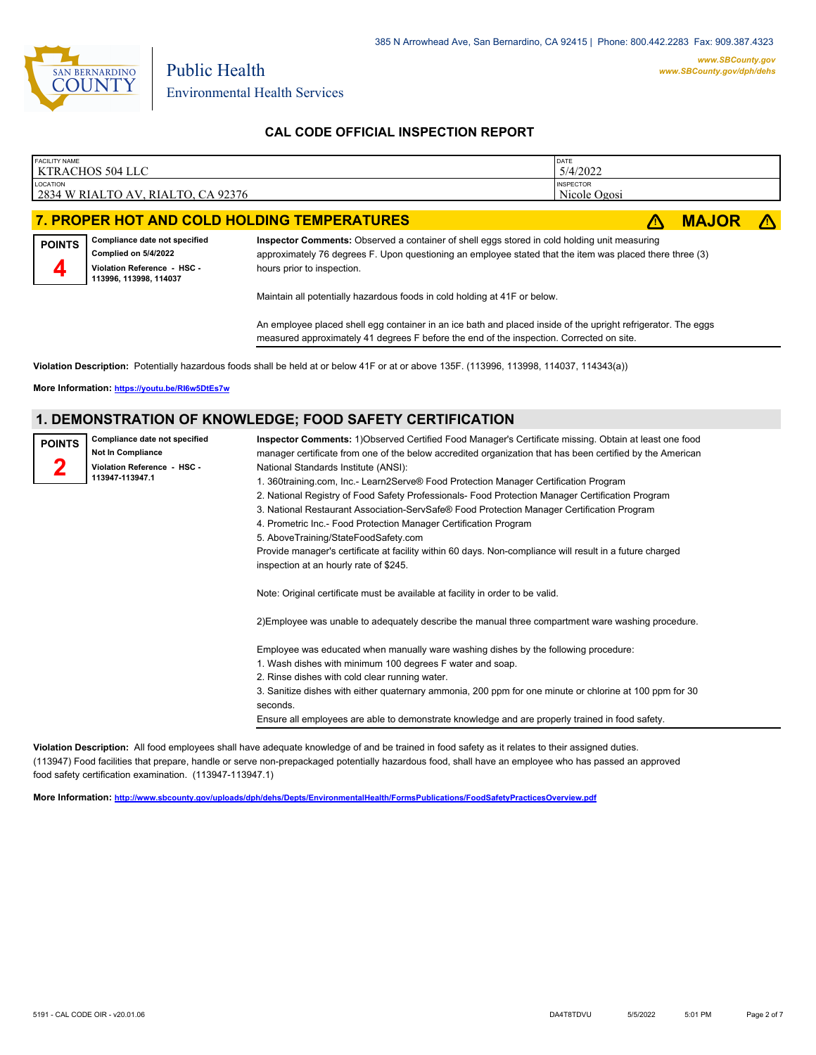Public Health
Environmental Health Services

385 N Arrowhead Ave, San Bernardino, CA 92415 | Phone: 800.442.2283 Fax: 909.387.4323

www.SBCounty.gov
www.SBCounty.gov/dph/dehs

## CAL CODE OFFICIAL INSPECTION REPORT

| FACILITY NAME | DATE |
|---|---|
| KTRACHOS 504 LLC | 5/4/2022 |
| **LOCATION** | **INSPECTOR** |
| 2834 W RIALTO AV, RIALTO, CA 92376 | Nicole Ogosi |

## 7. PROPER HOT AND COLD HOLDING TEMPERATURES ⚠ MAJOR ⚠

**POINTS 4**

**Compliance date not specified**
**Complied on 5/4/2022**
**Violation Reference - HSC - 113996, 113998, 114037**

**Inspector Comments:** Observed a container of shell eggs stored in cold holding unit measuring approximately 76 degrees F. Upon questioning an employee stated that the item was placed there three (3) hours prior to inspection.

Maintain all potentially hazardous foods in cold holding at 41F or below.

An employee placed shell egg container in an ice bath and placed inside of the upright refrigerator. The eggs measured approximately 41 degrees F before the end of the inspection. Corrected on site.

**Violation Description:** Potentially hazardous foods shall be held at or below 41F or at or above 135F. (113996, 113998, 114037, 114343(a))

**More Information:** https://youtu.be/RI6w5DtEs7w

## 1. DEMONSTRATION OF KNOWLEDGE; FOOD SAFETY CERTIFICATION

**POINTS 2**

**Compliance date not specified**
**Not In Compliance**
**Violation Reference - HSC - 113947-113947.1**

**Inspector Comments:** 1)Observed Certified Food Manager's Certificate missing. Obtain at least one food manager certificate from one of the below accredited organization that has been certified by the American National Standards Institute (ANSI):

1. 360training.com, Inc.- Learn2Serve® Food Protection Manager Certification Program
2. National Registry of Food Safety Professionals- Food Protection Manager Certification Program
3. National Restaurant Association-ServSafe® Food Protection Manager Certification Program
4. Prometric Inc.- Food Protection Manager Certification Program
5. AboveTraining/StateFoodSafety.com

Provide manager's certificate at facility within 60 days. Non-compliance will result in a future charged inspection at an hourly rate of $245.

Note: Original certificate must be available at facility in order to be valid.

2)Employee was unable to adequately describe the manual three compartment ware washing procedure.

Employee was educated when manually ware washing dishes by the following procedure:

1. Wash dishes with minimum 100 degrees F water and soap.
2. Rinse dishes with cold clear running water.
3. Sanitize dishes with either quaternary ammonia, 200 ppm for one minute or chlorine at 100 ppm for 30 seconds.

Ensure all employees are able to demonstrate knowledge and are properly trained in food safety.

**Violation Description:** All food employees shall have adequate knowledge of and be trained in food safety as it relates to their assigned duties. (113947) Food facilities that prepare, handle or serve non-prepackaged potentially hazardous food, shall have an employee who has passed an approved food safety certification examination. (113947-113947.1)

**More Information:** http://www.sbcounty.gov/uploads/dph/dehs/Depts/EnvironmentalHealth/FormsPublications/FoodSafetyPracticesOverview.pdf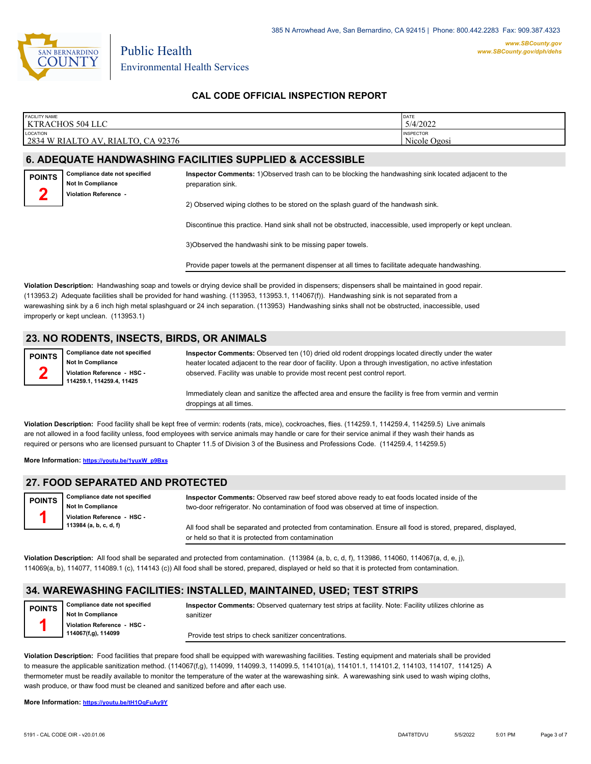385 N Arrowhead Ave, San Bernardino, CA 92415 | Phone: 800.442.2283 Fax: 909.387.4323

**www.SBCounty.gov**
**www.SBCounty.gov/dph/dehs**

San Bernardino County
Public Health
Environmental Health Services

## CAL CODE OFFICIAL INSPECTION REPORT

| FACILITY NAME | DATE |
|---|---|
| KTRACHOS 504 LLC | 5/4/2022 |
| **LOCATION** | **INSPECTOR** |
| 2834 W RIALTO AV, RIALTO, CA 92376 | Nicole Ogosi |

## 6. ADEQUATE HANDWASHING FACILITIES SUPPLIED & ACCESSIBLE

**POINTS 2**

**Compliance date not specified**
**Not In Compliance**
**Violation Reference -**

**Inspector Comments:** 1)Observed trash can to be blocking the handwashing sink located adjacent to the preparation sink.

2) Observed wiping clothes to be stored on the splash guard of the handwash sink.

Discontinue this practice. Hand sink shall not be obstructed, inaccessible, used improperly or kept unclean.

3)Observed the handwashi sink to be missing paper towels.

Provide paper towels at the permanent dispenser at all times to facilitate adequate handwashing.

**Violation Description:** Handwashing soap and towels or drying device shall be provided in dispensers; dispensers shall be maintained in good repair. (113953.2) Adequate facilities shall be provided for hand washing. (113953, 113953.1, 114067(f)). Handwashing sink is not separated from a warewashing sink by a 6 inch high metal splashguard or 24 inch separation. (113953) Handwashing sinks shall not be obstructed, inaccessible, used improperly or kept unclean. (113953.1)

## 23. NO RODENTS, INSECTS, BIRDS, OR ANIMALS

**POINTS 2**

**Compliance date not specified**
**Not In Compliance**
**Violation Reference - HSC - 114259.1, 114259.4, 11425**

**Inspector Comments:** Observed ten (10) dried old rodent droppings located directly under the water heater located adjacent to the rear door of facility. Upon a through investigation, no active infestation observed. Facility was unable to provide most recent pest control report.

Immediately clean and sanitize the affected area and ensure the facility is free from vermin and vermin droppings at all times.

**Violation Description:** Food facility shall be kept free of vermin: rodents (rats, mice), cockroaches, flies. (114259.1, 114259.4, 114259.5) Live animals are not allowed in a food facility unless, food employees with service animals may handle or care for their service animal if they wash their hands as required or persons who are licensed pursuant to Chapter 11.5 of Division 3 of the Business and Professions Code. (114259.4, 114259.5)

**More Information: https://youtu.be/1yuxW_p9Bxs**

## 27. FOOD SEPARATED AND PROTECTED

**POINTS 1**

**Compliance date not specified**
**Not In Compliance**
**Violation Reference - HSC - 113984 (a, b, c, d, f)**

**Inspector Comments:** Observed raw beef stored above ready to eat foods located inside of the two-door refrigerator. No contamination of food was observed at time of inspection.

All food shall be separated and protected from contamination. Ensure all food is stored, prepared, displayed, or held so that it is protected from contamination

**Violation Description:** All food shall be separated and protected from contamination. (113984 (a, b, c, d, f), 113986, 114060, 114067(a, d, e, j), 114069(a, b), 114077, 114089.1 (c), 114143 (c)) All food shall be stored, prepared, displayed or held so that it is protected from contamination.

## 34. WAREWASHING FACILITIES: INSTALLED, MAINTAINED, USED; TEST STRIPS

**POINTS 1**

**Compliance date not specified**
**Not In Compliance**
**Violation Reference - HSC - 114067(f,g), 114099**

**Inspector Comments:** Observed quaternary test strips at facility. Note: Facility utilizes chlorine as sanitizer

Provide test strips to check sanitizer concentrations.

**Violation Description:** Food facilities that prepare food shall be equipped with warewashing facilities. Testing equipment and materials shall be provided to measure the applicable sanitization method. (114067(f,g), 114099, 114099.3, 114099.5, 114101(a), 114101.1, 114101.2, 114103, 114107, 114125) A thermometer must be readily available to monitor the temperature of the water at the warewashing sink. A warewashing sink used to wash wiping cloths, wash produce, or thaw food must be cleaned and sanitized before and after each use.

**More Information: https://youtu.be/tH1OgFuAy9Y**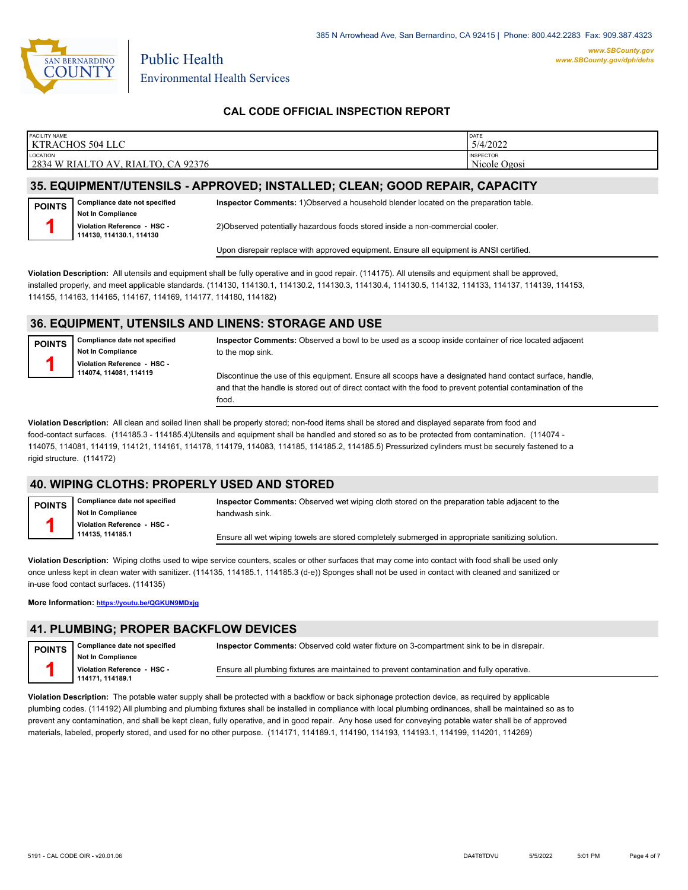385 N Arrowhead Ave, San Bernardino, CA 92415 | Phone: 800.442.2283 Fax: 909.387.4323

**www.SBCounty.gov**
**www.SBCounty.gov/dph/dehs**

Public Health
Environmental Health Services

## CAL CODE OFFICIAL INSPECTION REPORT

| FACILITY NAME | DATE |
| --- | --- |
| KTRACHOS 504 LLC | 5/4/2022 |
| **LOCATION** | **INSPECTOR** |
| 2834 W RIALTO AV, RIALTO, CA 92376 | Nicole Ogosi |

## 35. EQUIPMENT/UTENSILS - APPROVED; INSTALLED; CLEAN; GOOD REPAIR, CAPACITY

**POINTS** 1

**Compliance date not specified**
**Not In Compliance**
**Violation Reference - HSC - 114130, 114130.1, 114130**

**Inspector Comments:** 1)Observed a household blender located on the preparation table.

2)Observed potentially hazardous foods stored inside a non-commercial cooler.

Upon disrepair replace with approved equipment. Ensure all equipment is ANSI certified.

**Violation Description:** All utensils and equipment shall be fully operative and in good repair. (114175). All utensils and equipment shall be approved, installed properly, and meet applicable standards. (114130, 114130.1, 114130.2, 114130.3, 114130.4, 114130.5, 114132, 114133, 114137, 114139, 114153, 114155, 114163, 114165, 114167, 114169, 114177, 114180, 114182)

## 36. EQUIPMENT, UTENSILS AND LINENS: STORAGE AND USE

**POINTS** 1

**Compliance date not specified**
**Not In Compliance**
**Violation Reference - HSC - 114074, 114081, 114119**

**Inspector Comments:** Observed a bowl to be used as a scoop inside container of rice located adjacent to the mop sink.

Discontinue the use of this equipment. Ensure all scoops have a designated hand contact surface, handle, and that the handle is stored out of direct contact with the food to prevent potential contamination of the food.

**Violation Description:** All clean and soiled linen shall be properly stored; non-food items shall be stored and displayed separate from food and food-contact surfaces. (114185.3 - 114185.4)Utensils and equipment shall be handled and stored so as to be protected from contamination. (114074 - 114075, 114081, 114119, 114121, 114161, 114178, 114179, 114083, 114185, 114185.2, 114185.5) Pressurized cylinders must be securely fastened to a rigid structure. (114172)

## 40. WIPING CLOTHS: PROPERLY USED AND STORED

**POINTS** 1

**Compliance date not specified**
**Not In Compliance**
**Violation Reference - HSC - 114135, 114185.1**

**Inspector Comments:** Observed wet wiping cloth stored on the preparation table adjacent to the handwash sink.

Ensure all wet wiping towels are stored completely submerged in appropriate sanitizing solution.

**Violation Description:** Wiping cloths used to wipe service counters, scales or other surfaces that may come into contact with food shall be used only once unless kept in clean water with sanitizer. (114135, 114185.1, 114185.3 (d-e)) Sponges shall not be used in contact with cleaned and sanitized or in-use food contact surfaces. (114135)

**More Information:** https://youtu.be/QGKUN9MDxjg

## 41. PLUMBING; PROPER BACKFLOW DEVICES

**POINTS** 1

**Compliance date not specified**
**Not In Compliance**
**Violation Reference - HSC - 114171, 114189.1**

**Inspector Comments:** Observed cold water fixture on 3-compartment sink to be in disrepair.

Ensure all plumbing fixtures are maintained to prevent contamination and fully operative.

**Violation Description:** The potable water supply shall be protected with a backflow or back siphonage protection device, as required by applicable plumbing codes. (114192) All plumbing and plumbing fixtures shall be installed in compliance with local plumbing ordinances, shall be maintained so as to prevent any contamination, and shall be kept clean, fully operative, and in good repair. Any hose used for conveying potable water shall be of approved materials, labeled, properly stored, and used for no other purpose. (114171, 114189.1, 114190, 114193, 114193.1, 114199, 114201, 114269)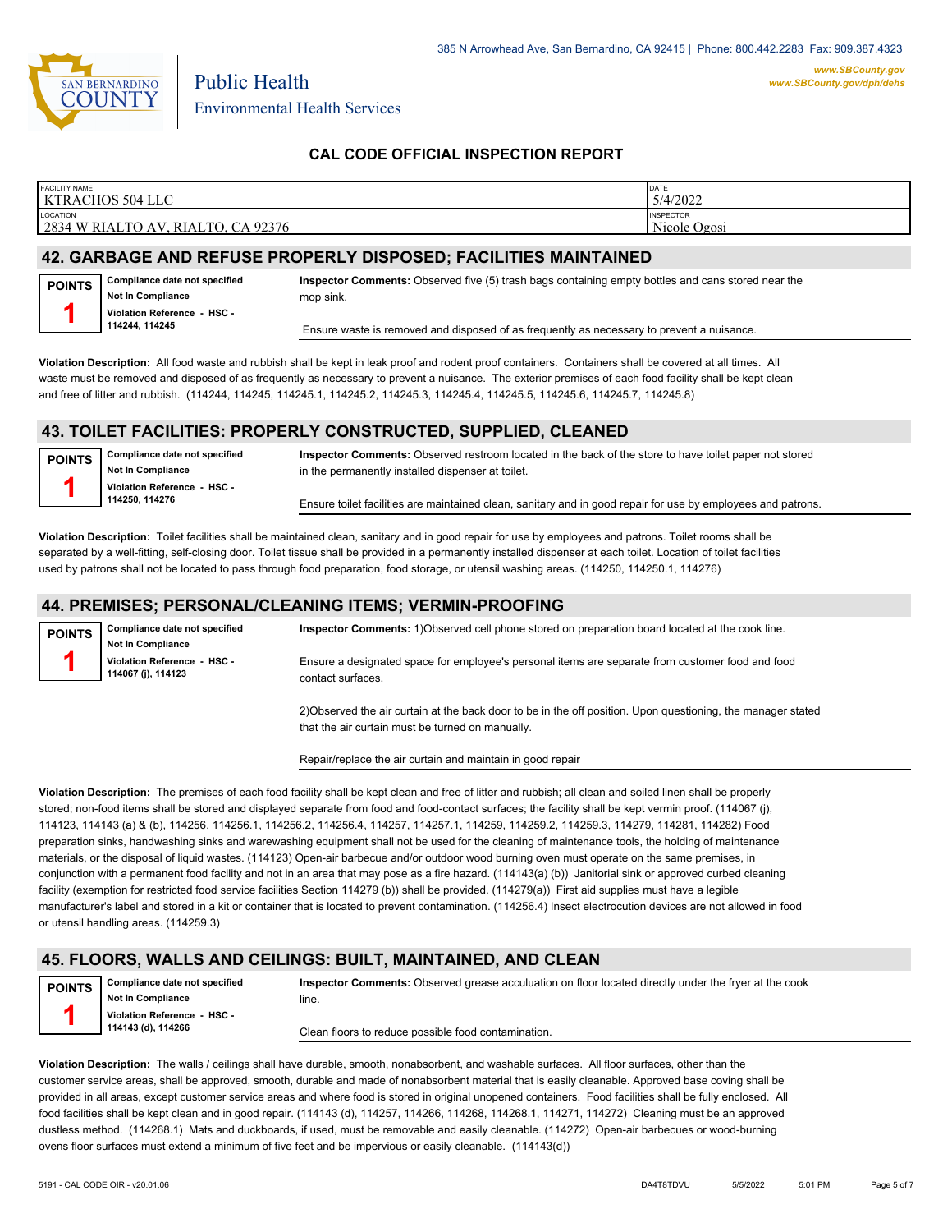385 N Arrowhead Ave, San Bernardino, CA 92415 | Phone: 800.442.2283 Fax: 909.387.4323

Public Health
Environmental Health Services

www.SBCounty.gov
www.SBCounty.gov/dph/dehs

## CAL CODE OFFICIAL INSPECTION REPORT

| FACILITY NAME | DATE |
|---|---|
| KTRACHOS 504 LLC | 5/4/2022 |
| **LOCATION** | **INSPECTOR** |
| 2834 W RIALTO AV, RIALTO, CA 92376 | Nicole Ogosi |

## 42. GARBAGE AND REFUSE PROPERLY DISPOSED; FACILITIES MAINTAINED

**POINTS** 1

**Compliance date not specified**
**Not In Compliance**
**Violation Reference - HSC - 114244, 114245**

**Inspector Comments:** Observed five (5) trash bags containing empty bottles and cans stored near the mop sink.

Ensure waste is removed and disposed of as frequently as necessary to prevent a nuisance.

**Violation Description:** All food waste and rubbish shall be kept in leak proof and rodent proof containers. Containers shall be covered at all times. All waste must be removed and disposed of as frequently as necessary to prevent a nuisance. The exterior premises of each food facility shall be kept clean and free of litter and rubbish. (114244, 114245, 114245.1, 114245.2, 114245.3, 114245.4, 114245.5, 114245.6, 114245.7, 114245.8)

## 43. TOILET FACILITIES: PROPERLY CONSTRUCTED, SUPPLIED, CLEANED

**POINTS** 1

**Compliance date not specified**
**Not In Compliance**
**Violation Reference - HSC - 114250, 114276**

**Inspector Comments:** Observed restroom located in the back of the store to have toilet paper not stored in the permanently installed dispenser at toilet.

Ensure toilet facilities are maintained clean, sanitary and in good repair for use by employees and patrons.

**Violation Description:** Toilet facilities shall be maintained clean, sanitary and in good repair for use by employees and patrons. Toilet rooms shall be separated by a well-fitting, self-closing door. Toilet tissue shall be provided in a permanently installed dispenser at each toilet. Location of toilet facilities used by patrons shall not be located to pass through food preparation, food storage, or utensil washing areas. (114250, 114250.1, 114276)

## 44. PREMISES; PERSONAL/CLEANING ITEMS; VERMIN-PROOFING

**POINTS** 1

**Compliance date not specified**
**Not In Compliance**
**Violation Reference - HSC - 114067 (j), 114123**

**Inspector Comments:** 1)Observed cell phone stored on preparation board located at the cook line.

Ensure a designated space for employee's personal items are separate from customer food and food contact surfaces.

2)Observed the air curtain at the back door to be in the off position. Upon questioning, the manager stated that the air curtain must be turned on manually.

Repair/replace the air curtain and maintain in good repair

**Violation Description:** The premises of each food facility shall be kept clean and free of litter and rubbish; all clean and soiled linen shall be properly stored; non-food items shall be stored and displayed separate from food and food-contact surfaces; the facility shall be kept vermin proof. (114067 (j), 114123, 114143 (a) & (b), 114256, 114256.1, 114256.2, 114256.4, 114257, 114257.1, 114259, 114259.2, 114259.3, 114279, 114281, 114282) Food preparation sinks, handwashing sinks and warewashing equipment shall not be used for the cleaning of maintenance tools, the holding of maintenance materials, or the disposal of liquid wastes. (114123) Open-air barbecue and/or outdoor wood burning oven must operate on the same premises, in conjunction with a permanent food facility and not in an area that may pose as a fire hazard. (114143(a) (b)) Janitorial sink or approved curbed cleaning facility (exemption for restricted food service facilities Section 114279 (b)) shall be provided. (114279(a)) First aid supplies must have a legible manufacturer's label and stored in a kit or container that is located to prevent contamination. (114256.4) Insect electrocution devices are not allowed in food or utensil handling areas. (114259.3)

## 45. FLOORS, WALLS AND CEILINGS: BUILT, MAINTAINED, AND CLEAN

**POINTS** 1

**Compliance date not specified**
**Not In Compliance**
**Violation Reference - HSC - 114143 (d), 114266**

**Inspector Comments:** Observed grease acculuation on floor located directly under the fryer at the cook line.

Clean floors to reduce possible food contamination.

**Violation Description:** The walls / ceilings shall have durable, smooth, nonabsorbent, and washable surfaces. All floor surfaces, other than the customer service areas, shall be approved, smooth, durable and made of nonabsorbent material that is easily cleanable. Approved base coving shall be provided in all areas, except customer service areas and where food is stored in original unopened containers. Food facilities shall be fully enclosed. All food facilities shall be kept clean and in good repair. (114143 (d), 114257, 114266, 114268, 114268.1, 114271, 114272) Cleaning must be an approved dustless method. (114268.1) Mats and duckboards, if used, must be removable and easily cleanable. (114272) Open-air barbecues or wood-burning ovens floor surfaces must extend a minimum of five feet and be impervious or easily cleanable. (114143(d))

5191 - CAL CODE OIR - v20.01.06 DA4T8TDVU 5/5/2022 5:01 PM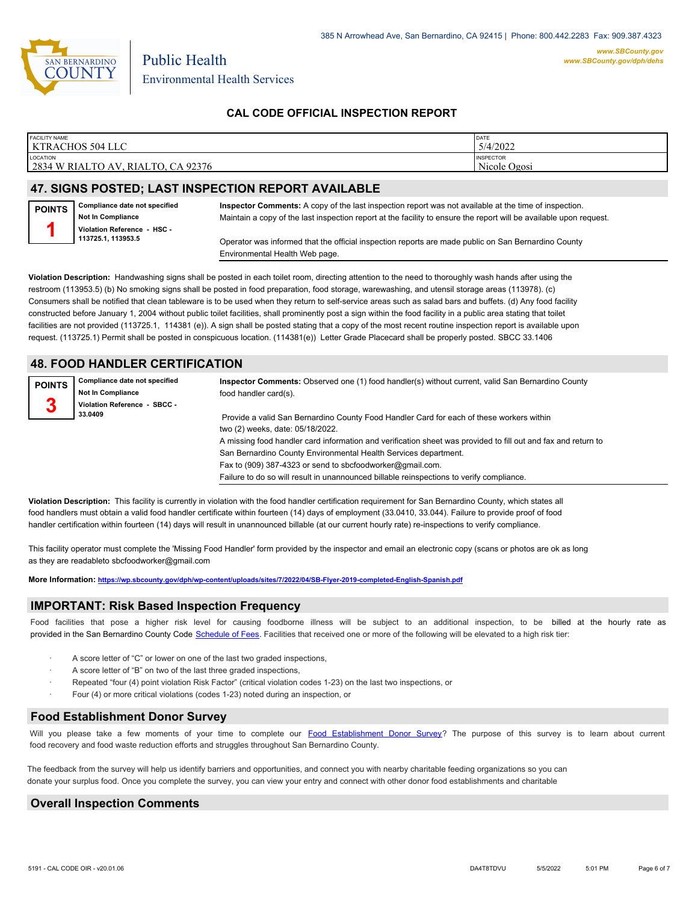385 N Arrowhead Ave, San Bernardino, CA 92415 | Phone: 800.442.2283 Fax: 909.387.4323

www.SBCounty.gov
www.SBCounty.gov/dph/dehs

Public Health
Environmental Health Services

## CAL CODE OFFICIAL INSPECTION REPORT

| FACILITY NAME | DATE |
|---|---|
| KTRACHOS 504 LLC | 5/4/2022 |
| LOCATION | INSPECTOR |
| 2834 W RIALTO AV, RIALTO, CA 92376 | Nicole Ogosi |

## 47. SIGNS POSTED; LAST INSPECTION REPORT AVAILABLE

**POINTS 1**

**Compliance date not specified**
**Not In Compliance**
**Violation Reference - HSC - 113725.1, 113953.5**

**Inspector Comments:** A copy of the last inspection report was not available at the time of inspection. Maintain a copy of the last inspection report at the facility to ensure the report will be available upon request.

Operator was informed that the official inspection reports are made public on San Bernardino County Environmental Health Web page.

**Violation Description:** Handwashing signs shall be posted in each toilet room, directing attention to the need to thoroughly wash hands after using the restroom (113953.5) (b) No smoking signs shall be posted in food preparation, food storage, warewashing, and utensil storage areas (113978). (c) Consumers shall be notified that clean tableware is to be used when they return to self-service areas such as salad bars and buffets. (d) Any food facility constructed before January 1, 2004 without public toilet facilities, shall prominently post a sign within the food facility in a public area stating that toilet facilities are not provided (113725.1, 114381 (e)). A sign shall be posted stating that a copy of the most recent routine inspection report is available upon request. (113725.1) Permit shall be posted in conspicuous location. (114381(e)) Letter Grade Placecard shall be properly posted. SBCC 33.1406

## 48. FOOD HANDLER CERTIFICATION

**POINTS 3**

**Compliance date not specified**
**Not In Compliance**
**Violation Reference - SBCC - 33.0409**

**Inspector Comments:** Observed one (1) food handler(s) without current, valid San Bernardino County food handler card(s).

Provide a valid San Bernardino County Food Handler Card for each of these workers within two (2) weeks, date: 05/18/2022.
A missing food handler card information and verification sheet was provided to fill out and fax and return to San Bernardino County Environmental Health Services department.
Fax to (909) 387-4323 or send to sbcfoodworker@gmail.com.
Failure to do so will result in unannounced billable reinspections to verify compliance.

**Violation Description:** This facility is currently in violation with the food handler certification requirement for San Bernardino County, which states all food handlers must obtain a valid food handler certificate within fourteen (14) days of employment (33.0410, 33.044). Failure to provide proof of food handler certification within fourteen (14) days will result in unannounced billable (at our current hourly rate) re-inspections to verify compliance.

This facility operator must complete the 'Missing Food Handler' form provided by the inspector and email an electronic copy (scans or photos are ok as long as they are readableto sbcfoodworker@gmail.com

**More Information:** https://wp.sbcounty.gov/dph/wp-content/uploads/sites/7/2022/04/SB-Flyer-2019-completed-English-Spanish.pdf

## IMPORTANT: Risk Based Inspection Frequency

Food facilities that pose a higher risk level for causing foodborne illness will be subject to an additional inspection, to be billed at the hourly rate as provided in the San Bernardino County Code Schedule of Fees. Facilities that received one or more of the following will be elevated to a high risk tier:

- A score letter of "C" or lower on one of the last two graded inspections,
- A score letter of "B" on two of the last three graded inspections,
- Repeated "four (4) point violation Risk Factor" (critical violation codes 1-23) on the last two inspections, or
- Four (4) or more critical violations (codes 1-23) noted during an inspection, or

## Food Establishment Donor Survey

Will you please take a few moments of your time to complete our Food Establishment Donor Survey? The purpose of this survey is to learn about current food recovery and food waste reduction efforts and struggles throughout San Bernardino County.

The feedback from the survey will help us identify barriers and opportunities, and connect you with nearby charitable feeding organizations so you can donate your surplus food. Once you complete the survey, you can view your entry and connect with other donor food establishments and charitable

## Overall Inspection Comments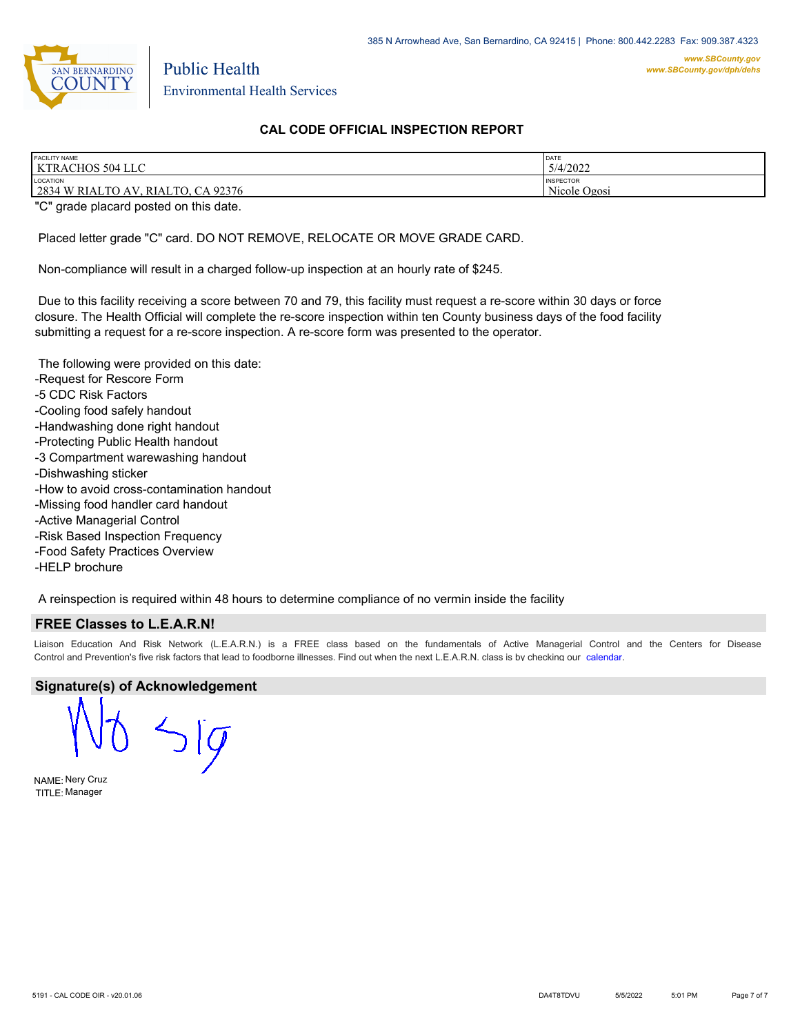385 N Arrowhead Ave, San Bernardino, CA 92415 | Phone: 800.442.2283 Fax: 909.387.4323

www.SBCounty.gov
www.SBCounty.gov/dph/dehs

SAN BERNARDINO COUNTY

Public Health
Environmental Health Services

## CAL CODE OFFICIAL INSPECTION REPORT

| FACILITY NAME | DATE |
|---|---|
| KTRACHOS 504 LLC | 5/4/2022 |
| **LOCATION** | **INSPECTOR** |
| 2834 W RIALTO AV, RIALTO, CA 92376 | Nicole Ogosi |

"C" grade placard posted on this date.

Placed letter grade "C" card. DO NOT REMOVE, RELOCATE OR MOVE GRADE CARD.

Non-compliance will result in a charged follow-up inspection at an hourly rate of $245.

Due to this facility receiving a score between 70 and 79, this facility must request a re-score within 30 days or force closure. The Health Official will complete the re-score inspection within ten County business days of the food facility submitting a request for a re-score inspection. A re-score form was presented to the operator.

The following were provided on this date:
-Request for Rescore Form
-5 CDC Risk Factors
-Cooling food safely handout
-Handwashing done right handout
-Protecting Public Health handout
-3 Compartment warewashing handout
-Dishwashing sticker
-How to avoid cross-contamination handout
-Missing food handler card handout
-Active Managerial Control
-Risk Based Inspection Frequency
-Food Safety Practices Overview
-HELP brochure

A reinspection is required within 48 hours to determine compliance of no vermin inside the facility

## FREE Classes to L.E.A.R.N!

Liaison Education And Risk Network (L.E.A.R.N.) is a FREE class based on the fundamentals of Active Managerial Control and the Centers for Disease Control and Prevention's five risk factors that lead to foodborne illnesses. Find out when the next L.E.A.R.N. class is by checking our calendar.

## Signature(s) of Acknowledgement

No sig

NAME: Nery Cruz
TITLE: Manager

5191 - CAL CODE OIR - v20.01.06 DA4T8TDVU 5/5/2022 5:01 PM